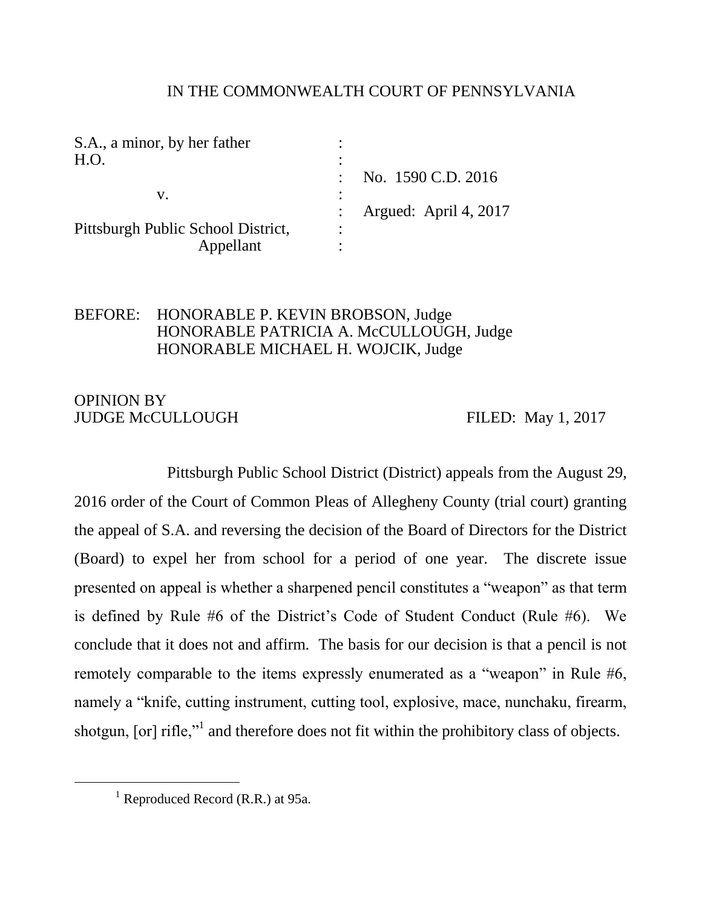IN THE COMMONWEALTH COURT OF PENNSYLVANIA

| | | |
|---|---|---|
| S.A., a minor, by her father H.O. | : | |
| | : | No. 1590 C.D. 2016 |
| v. | : | |
| | : | Argued: April 4, 2017 |
| Pittsburgh Public School District, Appellant | : | |

BEFORE: HONORABLE P. KEVIN BROBSON, Judge
HONORABLE PATRICIA A. McCULLOUGH, Judge
HONORABLE MICHAEL H. WOJCIK, Judge

OPINION BY
JUDGE McCULLOUGH FILED: May 1, 2017

Pittsburgh Public School District (District) appeals from the August 29, 2016 order of the Court of Common Pleas of Allegheny County (trial court) granting the appeal of S.A. and reversing the decision of the Board of Directors for the District (Board) to expel her from school for a period of one year. The discrete issue presented on appeal is whether a sharpened pencil constitutes a "weapon" as that term is defined by Rule #6 of the District's Code of Student Conduct (Rule #6). We conclude that it does not and affirm. The basis for our decision is that a pencil is not remotely comparable to the items expressly enumerated as a "weapon" in Rule #6, namely a "knife, cutting instrument, cutting tool, explosive, mace, nunchaku, firearm, shotgun, [or] rifle,"[1] and therefore does not fit within the prohibitory class of objects.

[1] Reproduced Record (R.R.) at 95a.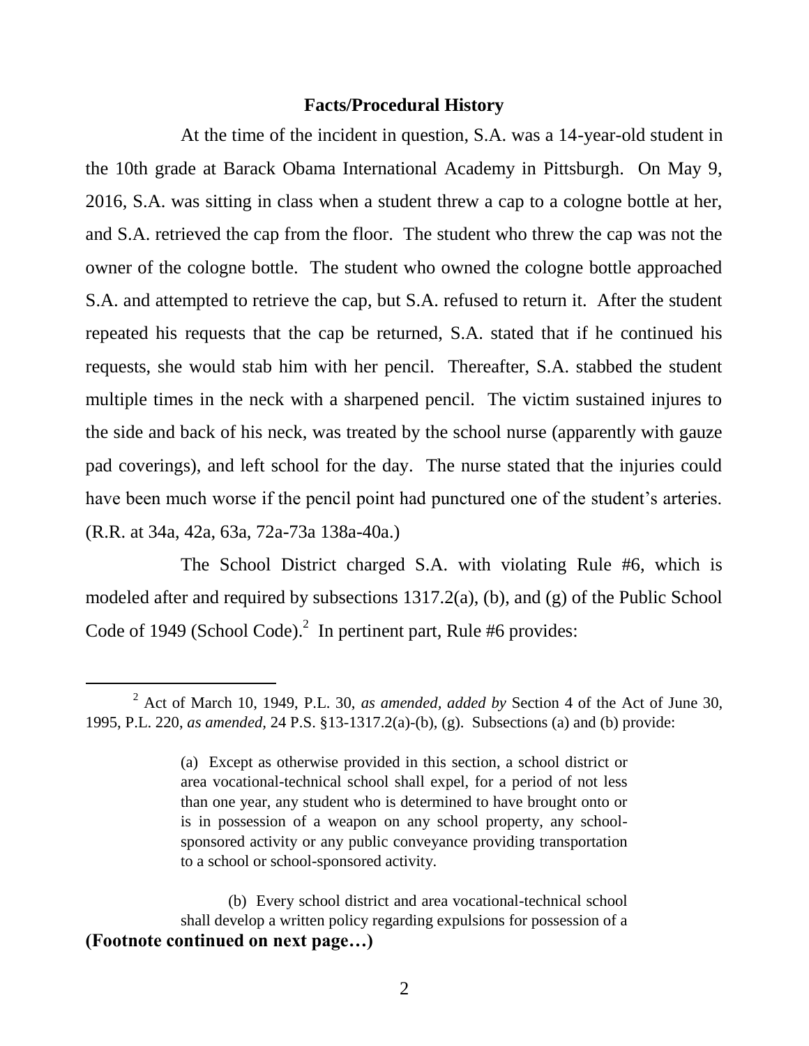**Facts/Procedural History**

At the time of the incident in question, S.A. was a 14-year-old student in the 10th grade at Barack Obama International Academy in Pittsburgh. On May 9, 2016, S.A. was sitting in class when a student threw a cap to a cologne bottle at her, and S.A. retrieved the cap from the floor. The student who threw the cap was not the owner of the cologne bottle. The student who owned the cologne bottle approached S.A. and attempted to retrieve the cap, but S.A. refused to return it. After the student repeated his requests that the cap be returned, S.A. stated that if he continued his requests, she would stab him with her pencil. Thereafter, S.A. stabbed the student multiple times in the neck with a sharpened pencil. The victim sustained injures to the side and back of his neck, was treated by the school nurse (apparently with gauze pad coverings), and left school for the day. The nurse stated that the injuries could have been much worse if the pencil point had punctured one of the student's arteries. (R.R. at 34a, 42a, 63a, 72a-73a 138a-40a.)

The School District charged S.A. with violating Rule #6, which is modeled after and required by subsections 1317.2(a), (b), and (g) of the Public School Code of 1949 (School Code).[2] In pertinent part, Rule #6 provides:

---

[2] Act of March 10, 1949, P.L. 30, *as amended, added by* Section 4 of the Act of June 30, 1995, P.L. 220, *as amended,* 24 P.S. §13-1317.2(a)-(b), (g). Subsections (a) and (b) provide:

> (a) Except as otherwise provided in this section, a school district or area vocational-technical school shall expel, for a period of not less than one year, any student who is determined to have brought onto or is in possession of a weapon on any school property, any school-sponsored activity or any public conveyance providing transportation to a school or school-sponsored activity.
>
> (b) Every school district and area vocational-technical school shall develop a written policy regarding expulsions for possession of a

**(Footnote continued on next page…)**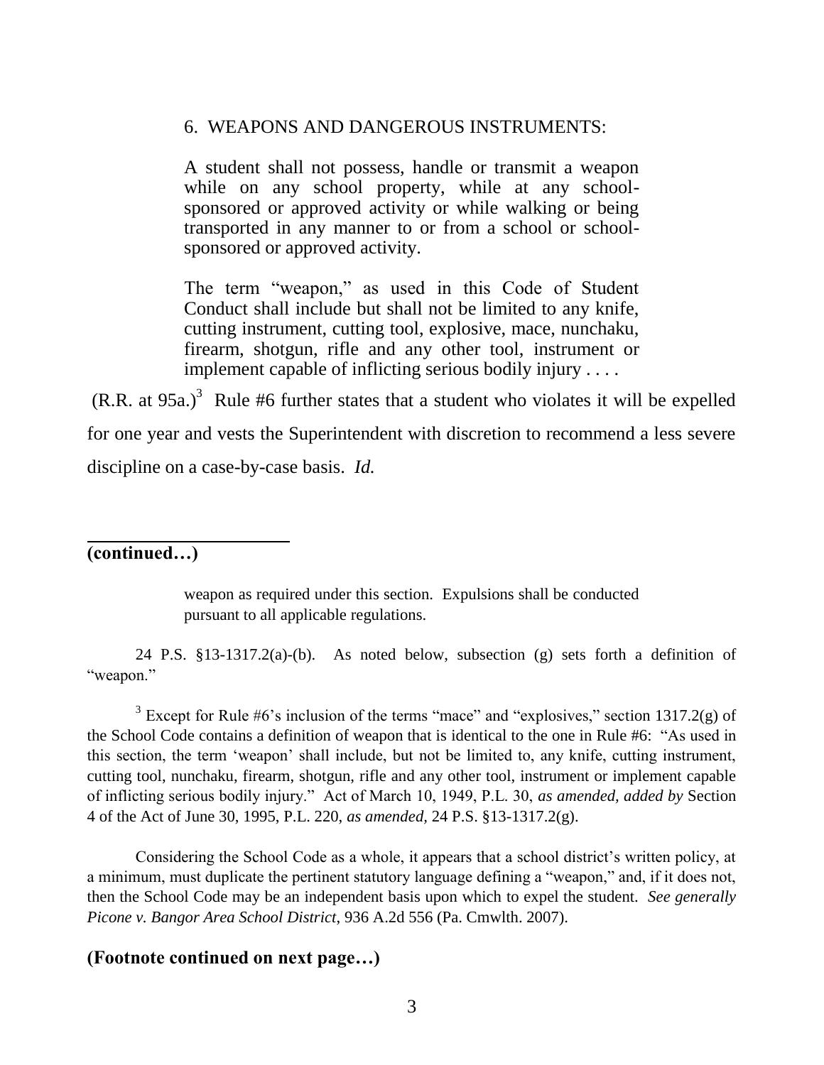> 6. WEAPONS AND DANGEROUS INSTRUMENTS:
>
> A student shall not possess, handle or transmit a weapon while on any school property, while at any school-sponsored or approved activity or while walking or being transported in any manner to or from a school or school-sponsored or approved activity.
>
> The term "weapon," as used in this Code of Student Conduct shall include but shall not be limited to any knife, cutting instrument, cutting tool, explosive, mace, nunchaku, firearm, shotgun, rifle and any other tool, instrument or implement capable of inflicting serious bodily injury . . . .

(R.R. at 95a.)[3] Rule #6 further states that a student who violates it will be expelled for one year and vests the Superintendent with discretion to recommend a less severe discipline on a case-by-case basis. *Id.*

---

**(continued…)**

> weapon as required under this section. Expulsions shall be conducted pursuant to all applicable regulations.

24 P.S. §13-1317.2(a)-(b). As noted below, subsection (g) sets forth a definition of "weapon."

[3] Except for Rule #6's inclusion of the terms "mace" and "explosives," section 1317.2(g) of the School Code contains a definition of weapon that is identical to the one in Rule #6: "As used in this section, the term 'weapon' shall include, but not be limited to, any knife, cutting instrument, cutting tool, nunchaku, firearm, shotgun, rifle and any other tool, instrument or implement capable of inflicting serious bodily injury." Act of March 10, 1949, P.L. 30, *as amended, added by* Section 4 of the Act of June 30, 1995, P.L. 220, *as amended,* 24 P.S. §13-1317.2(g).

Considering the School Code as a whole, it appears that a school district's written policy, at a minimum, must duplicate the pertinent statutory language defining a "weapon," and, if it does not, then the School Code may be an independent basis upon which to expel the student. *See generally Picone v. Bangor Area School District*, 936 A.2d 556 (Pa. Cmwlth. 2007).

**(Footnote continued on next page…)**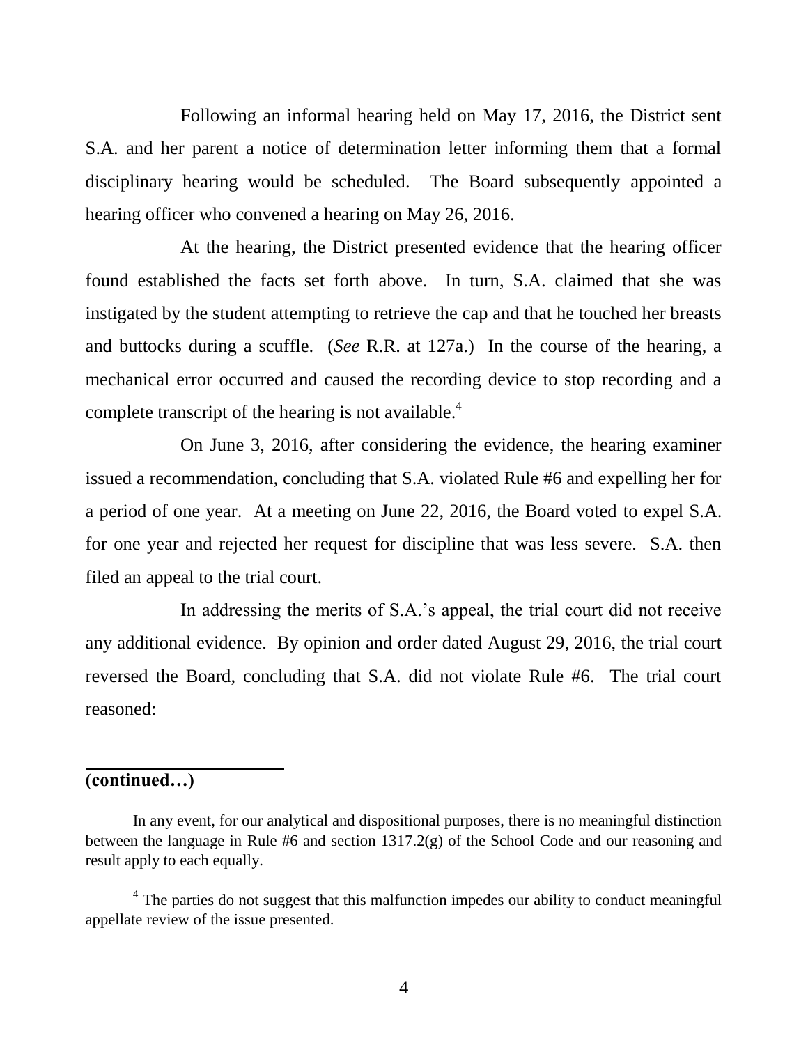Following an informal hearing held on May 17, 2016, the District sent S.A. and her parent a notice of determination letter informing them that a formal disciplinary hearing would be scheduled. The Board subsequently appointed a hearing officer who convened a hearing on May 26, 2016.

At the hearing, the District presented evidence that the hearing officer found established the facts set forth above. In turn, S.A. claimed that she was instigated by the student attempting to retrieve the cap and that he touched her breasts and buttocks during a scuffle. (*See* R.R. at 127a.) In the course of the hearing, a mechanical error occurred and caused the recording device to stop recording and a complete transcript of the hearing is not available.[4]

On June 3, 2016, after considering the evidence, the hearing examiner issued a recommendation, concluding that S.A. violated Rule #6 and expelling her for a period of one year. At a meeting on June 22, 2016, the Board voted to expel S.A. for one year and rejected her request for discipline that was less severe. S.A. then filed an appeal to the trial court.

In addressing the merits of S.A.'s appeal, the trial court did not receive any additional evidence. By opinion and order dated August 29, 2016, the trial court reversed the Board, concluding that S.A. did not violate Rule #6. The trial court reasoned:

---

**(continued…)**

In any event, for our analytical and dispositional purposes, there is no meaningful distinction between the language in Rule #6 and section 1317.2(g) of the School Code and our reasoning and result apply to each equally.

[4] The parties do not suggest that this malfunction impedes our ability to conduct meaningful appellate review of the issue presented.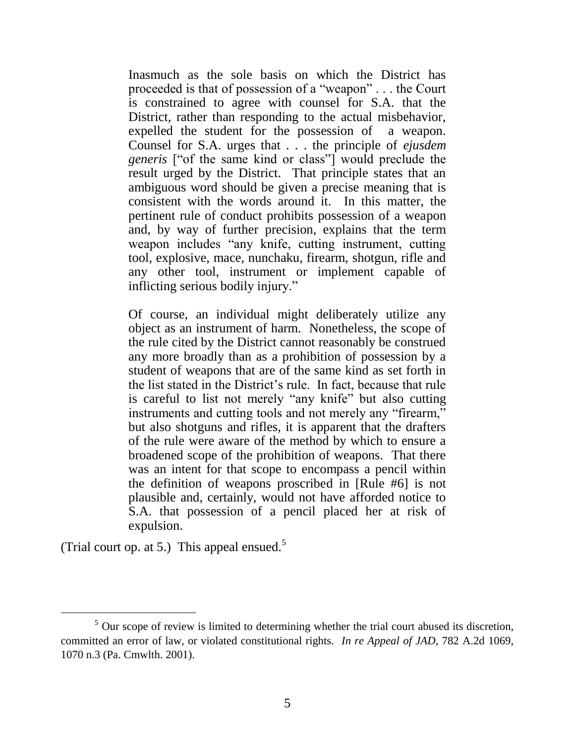> Inasmuch as the sole basis on which the District has proceeded is that of possession of a "weapon" . . . the Court is constrained to agree with counsel for S.A. that the District, rather than responding to the actual misbehavior, expelled the student for the possession of a weapon. Counsel for S.A. urges that . . . the principle of *ejusdem generis* ["of the same kind or class"] would preclude the result urged by the District. That principle states that an ambiguous word should be given a precise meaning that is consistent with the words around it. In this matter, the pertinent rule of conduct prohibits possession of a weapon and, by way of further precision, explains that the term weapon includes "any knife, cutting instrument, cutting tool, explosive, mace, nunchaku, firearm, shotgun, rifle and any other tool, instrument or implement capable of inflicting serious bodily injury."
>
> Of course, an individual might deliberately utilize any object as an instrument of harm. Nonetheless, the scope of the rule cited by the District cannot reasonably be construed any more broadly than as a prohibition of possession by a student of weapons that are of the same kind as set forth in the list stated in the District's rule. In fact, because that rule is careful to list not merely "any knife" but also cutting instruments and cutting tools and not merely any "firearm," but also shotguns and rifles, it is apparent that the drafters of the rule were aware of the method by which to ensure a broadened scope of the prohibition of weapons. That there was an intent for that scope to encompass a pencil within the definition of weapons proscribed in [Rule #6] is not plausible and, certainly, would not have afforded notice to S.A. that possession of a pencil placed her at risk of expulsion.

(Trial court op. at 5.) This appeal ensued.[5]

---

[5] Our scope of review is limited to determining whether the trial court abused its discretion, committed an error of law, or violated constitutional rights. *In re Appeal of JAD*, 782 A.2d 1069, 1070 n.3 (Pa. Cmwlth. 2001).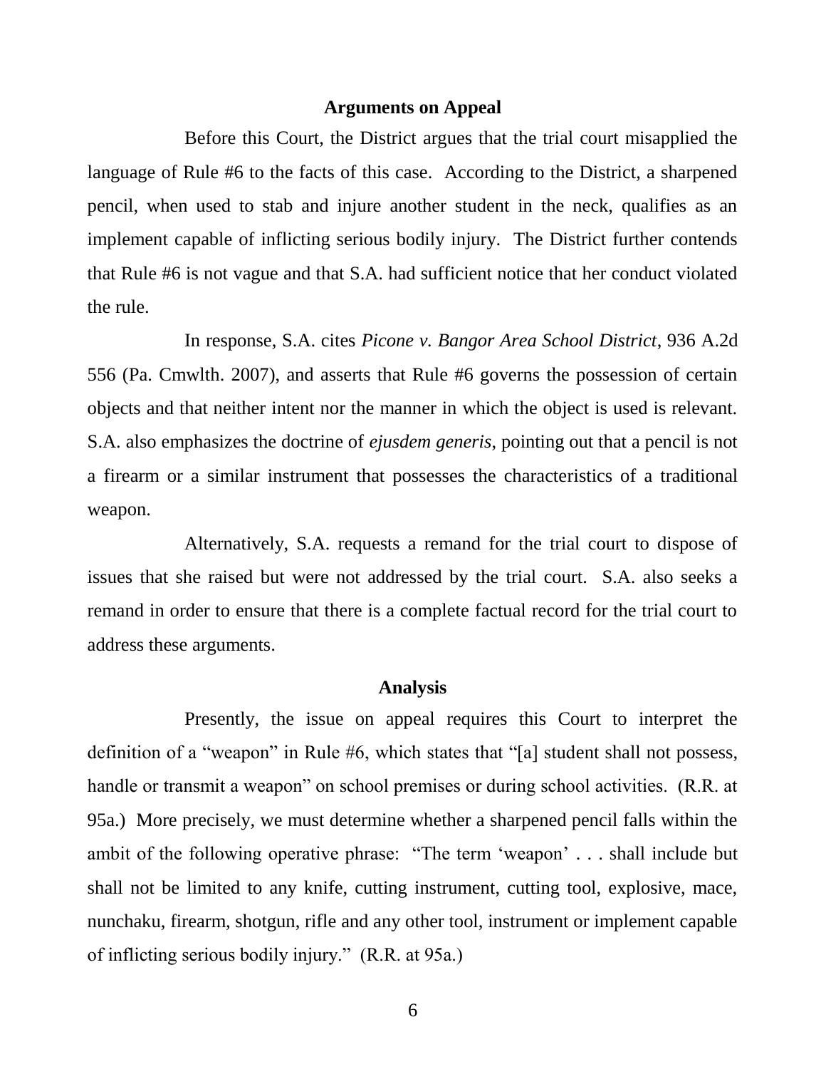**Arguments on Appeal**

Before this Court, the District argues that the trial court misapplied the language of Rule #6 to the facts of this case. According to the District, a sharpened pencil, when used to stab and injure another student in the neck, qualifies as an implement capable of inflicting serious bodily injury. The District further contends that Rule #6 is not vague and that S.A. had sufficient notice that her conduct violated the rule.

In response, S.A. cites *Picone v. Bangor Area School District*, 936 A.2d 556 (Pa. Cmwlth. 2007), and asserts that Rule #6 governs the possession of certain objects and that neither intent nor the manner in which the object is used is relevant. S.A. also emphasizes the doctrine of *ejusdem generis*, pointing out that a pencil is not a firearm or a similar instrument that possesses the characteristics of a traditional weapon.

Alternatively, S.A. requests a remand for the trial court to dispose of issues that she raised but were not addressed by the trial court. S.A. also seeks a remand in order to ensure that there is a complete factual record for the trial court to address these arguments.

**Analysis**

Presently, the issue on appeal requires this Court to interpret the definition of a "weapon" in Rule #6, which states that "[a] student shall not possess, handle or transmit a weapon" on school premises or during school activities. (R.R. at 95a.) More precisely, we must determine whether a sharpened pencil falls within the ambit of the following operative phrase: "The term 'weapon' . . . shall include but shall not be limited to any knife, cutting instrument, cutting tool, explosive, mace, nunchaku, firearm, shotgun, rifle and any other tool, instrument or implement capable of inflicting serious bodily injury." (R.R. at 95a.)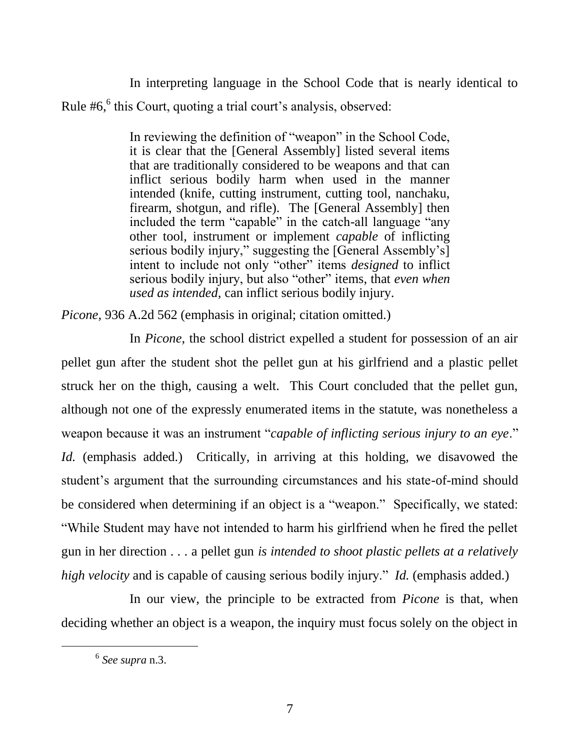In interpreting language in the School Code that is nearly identical to Rule #6,[6] this Court, quoting a trial court's analysis, observed:

> In reviewing the definition of "weapon" in the School Code, it is clear that the [General Assembly] listed several items that are traditionally considered to be weapons and that can inflict serious bodily harm when used in the manner intended (knife, cutting instrument, cutting tool, nanchaku, firearm, shotgun, and rifle). The [General Assembly] then included the term "capable" in the catch-all language "any other tool, instrument or implement *capable* of inflicting serious bodily injury," suggesting the [General Assembly's] intent to include not only "other" items *designed* to inflict serious bodily injury, but also "other" items, that *even when used as intended*, can inflict serious bodily injury.

*Picone*, 936 A.2d 562 (emphasis in original; citation omitted.)

In *Picone*, the school district expelled a student for possession of an air pellet gun after the student shot the pellet gun at his girlfriend and a plastic pellet struck her on the thigh, causing a welt. This Court concluded that the pellet gun, although not one of the expressly enumerated items in the statute, was nonetheless a weapon because it was an instrument "*capable of inflicting serious injury to an eye*." *Id.* (emphasis added.) Critically, in arriving at this holding, we disavowed the student's argument that the surrounding circumstances and his state-of-mind should be considered when determining if an object is a "weapon." Specifically, we stated: "While Student may have not intended to harm his girlfriend when he fired the pellet gun in her direction . . . a pellet gun *is intended to shoot plastic pellets at a relatively high velocity* and is capable of causing serious bodily injury." *Id.* (emphasis added.)

In our view, the principle to be extracted from *Picone* is that, when deciding whether an object is a weapon, the inquiry must focus solely on the object in

[6] *See supra* n.3.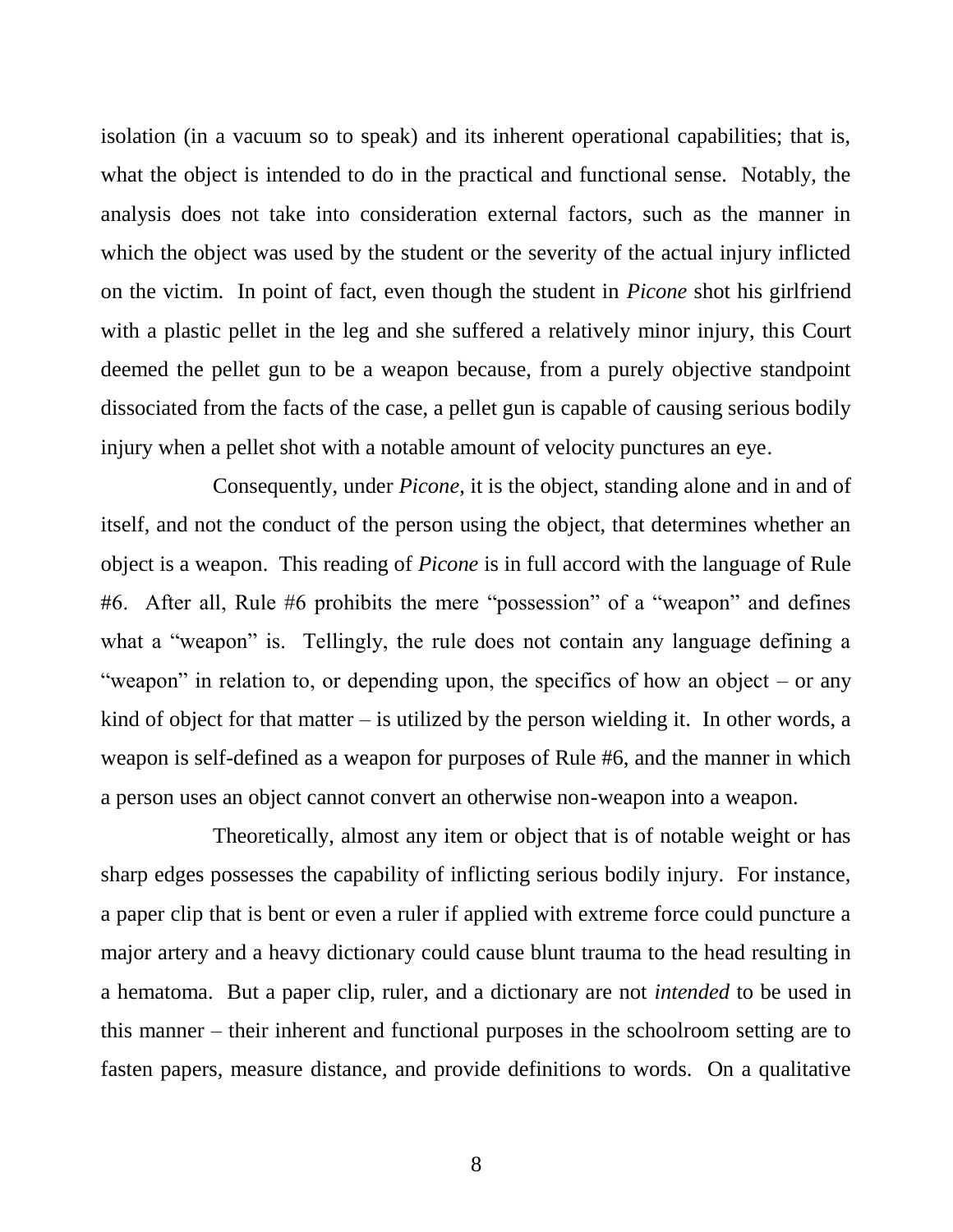isolation (in a vacuum so to speak) and its inherent operational capabilities; that is, what the object is intended to do in the practical and functional sense. Notably, the analysis does not take into consideration external factors, such as the manner in which the object was used by the student or the severity of the actual injury inflicted on the victim. In point of fact, even though the student in *Picone* shot his girlfriend with a plastic pellet in the leg and she suffered a relatively minor injury, this Court deemed the pellet gun to be a weapon because, from a purely objective standpoint dissociated from the facts of the case, a pellet gun is capable of causing serious bodily injury when a pellet shot with a notable amount of velocity punctures an eye.

Consequently, under *Picone*, it is the object, standing alone and in and of itself, and not the conduct of the person using the object, that determines whether an object is a weapon. This reading of *Picone* is in full accord with the language of Rule #6. After all, Rule #6 prohibits the mere "possession" of a "weapon" and defines what a "weapon" is. Tellingly, the rule does not contain any language defining a "weapon" in relation to, or depending upon, the specifics of how an object – or any kind of object for that matter – is utilized by the person wielding it. In other words, a weapon is self-defined as a weapon for purposes of Rule #6, and the manner in which a person uses an object cannot convert an otherwise non-weapon into a weapon.

Theoretically, almost any item or object that is of notable weight or has sharp edges possesses the capability of inflicting serious bodily injury. For instance, a paper clip that is bent or even a ruler if applied with extreme force could puncture a major artery and a heavy dictionary could cause blunt trauma to the head resulting in a hematoma. But a paper clip, ruler, and a dictionary are not *intended* to be used in this manner – their inherent and functional purposes in the schoolroom setting are to fasten papers, measure distance, and provide definitions to words. On a qualitative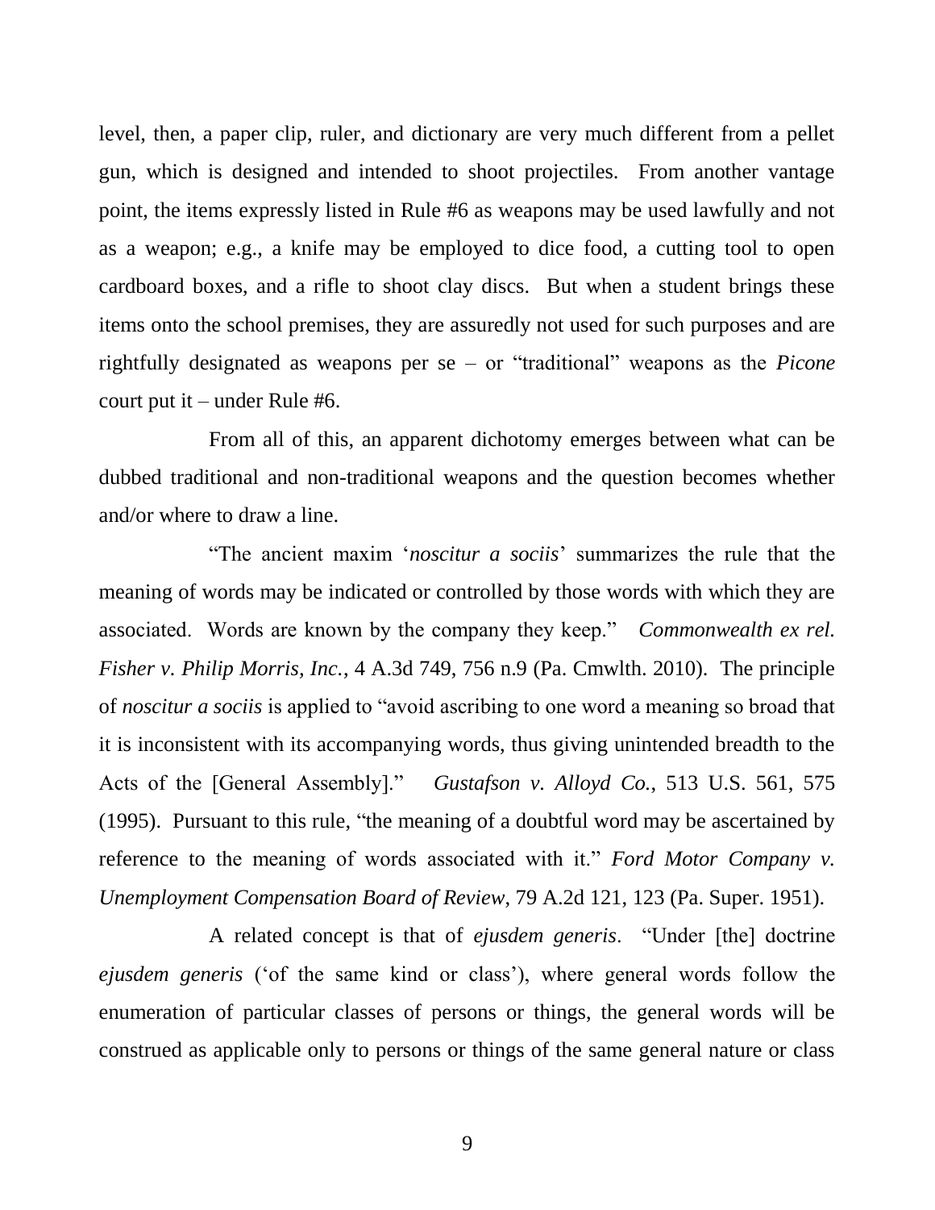level, then, a paper clip, ruler, and dictionary are very much different from a pellet gun, which is designed and intended to shoot projectiles. From another vantage point, the items expressly listed in Rule #6 as weapons may be used lawfully and not as a weapon; e.g., a knife may be employed to dice food, a cutting tool to open cardboard boxes, and a rifle to shoot clay discs. But when a student brings these items onto the school premises, they are assuredly not used for such purposes and are rightfully designated as weapons per se – or "traditional" weapons as the *Picone* court put it – under Rule #6.

From all of this, an apparent dichotomy emerges between what can be dubbed traditional and non-traditional weapons and the question becomes whether and/or where to draw a line.

"The ancient maxim '*noscitur a sociis*' summarizes the rule that the meaning of words may be indicated or controlled by those words with which they are associated. Words are known by the company they keep." *Commonwealth ex rel. Fisher v. Philip Morris, Inc.*, 4 A.3d 749, 756 n.9 (Pa. Cmwlth. 2010). The principle of *noscitur a sociis* is applied to "avoid ascribing to one word a meaning so broad that it is inconsistent with its accompanying words, thus giving unintended breadth to the Acts of the [General Assembly]." *Gustafson v. Alloyd Co.*, 513 U.S. 561, 575 (1995). Pursuant to this rule, "the meaning of a doubtful word may be ascertained by reference to the meaning of words associated with it." *Ford Motor Company v. Unemployment Compensation Board of Review*, 79 A.2d 121, 123 (Pa. Super. 1951).

A related concept is that of *ejusdem generis*. "Under [the] doctrine *ejusdem generis* ('of the same kind or class'), where general words follow the enumeration of particular classes of persons or things, the general words will be construed as applicable only to persons or things of the same general nature or class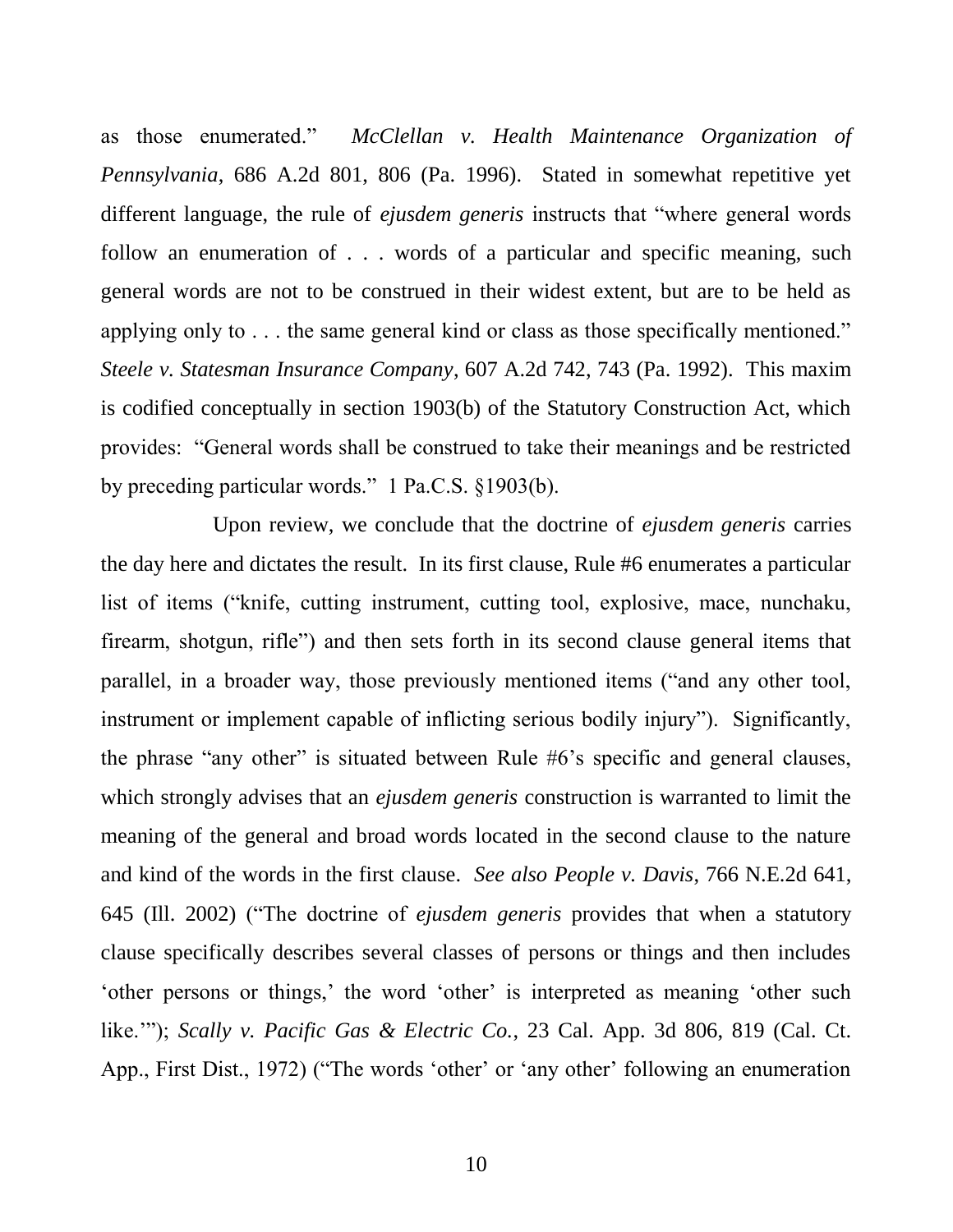as those enumerated." *McClellan v. Health Maintenance Organization of Pennsylvania*, 686 A.2d 801, 806 (Pa. 1996). Stated in somewhat repetitive yet different language, the rule of *ejusdem generis* instructs that "where general words follow an enumeration of . . . words of a particular and specific meaning, such general words are not to be construed in their widest extent, but are to be held as applying only to . . . the same general kind or class as those specifically mentioned." *Steele v. Statesman Insurance Company*, 607 A.2d 742, 743 (Pa. 1992). This maxim is codified conceptually in section 1903(b) of the Statutory Construction Act, which provides: "General words shall be construed to take their meanings and be restricted by preceding particular words." 1 Pa.C.S. §1903(b).

Upon review, we conclude that the doctrine of *ejusdem generis* carries the day here and dictates the result. In its first clause, Rule #6 enumerates a particular list of items ("knife, cutting instrument, cutting tool, explosive, mace, nunchaku, firearm, shotgun, rifle") and then sets forth in its second clause general items that parallel, in a broader way, those previously mentioned items ("and any other tool, instrument or implement capable of inflicting serious bodily injury"). Significantly, the phrase "any other" is situated between Rule #6's specific and general clauses, which strongly advises that an *ejusdem generis* construction is warranted to limit the meaning of the general and broad words located in the second clause to the nature and kind of the words in the first clause. *See also People v. Davis*, 766 N.E.2d 641, 645 (Ill. 2002) ("The doctrine of *ejusdem generis* provides that when a statutory clause specifically describes several classes of persons or things and then includes 'other persons or things,' the word 'other' is interpreted as meaning 'other such like.'"); *Scally v. Pacific Gas & Electric Co.*, 23 Cal. App. 3d 806, 819 (Cal. Ct. App., First Dist., 1972) ("The words 'other' or 'any other' following an enumeration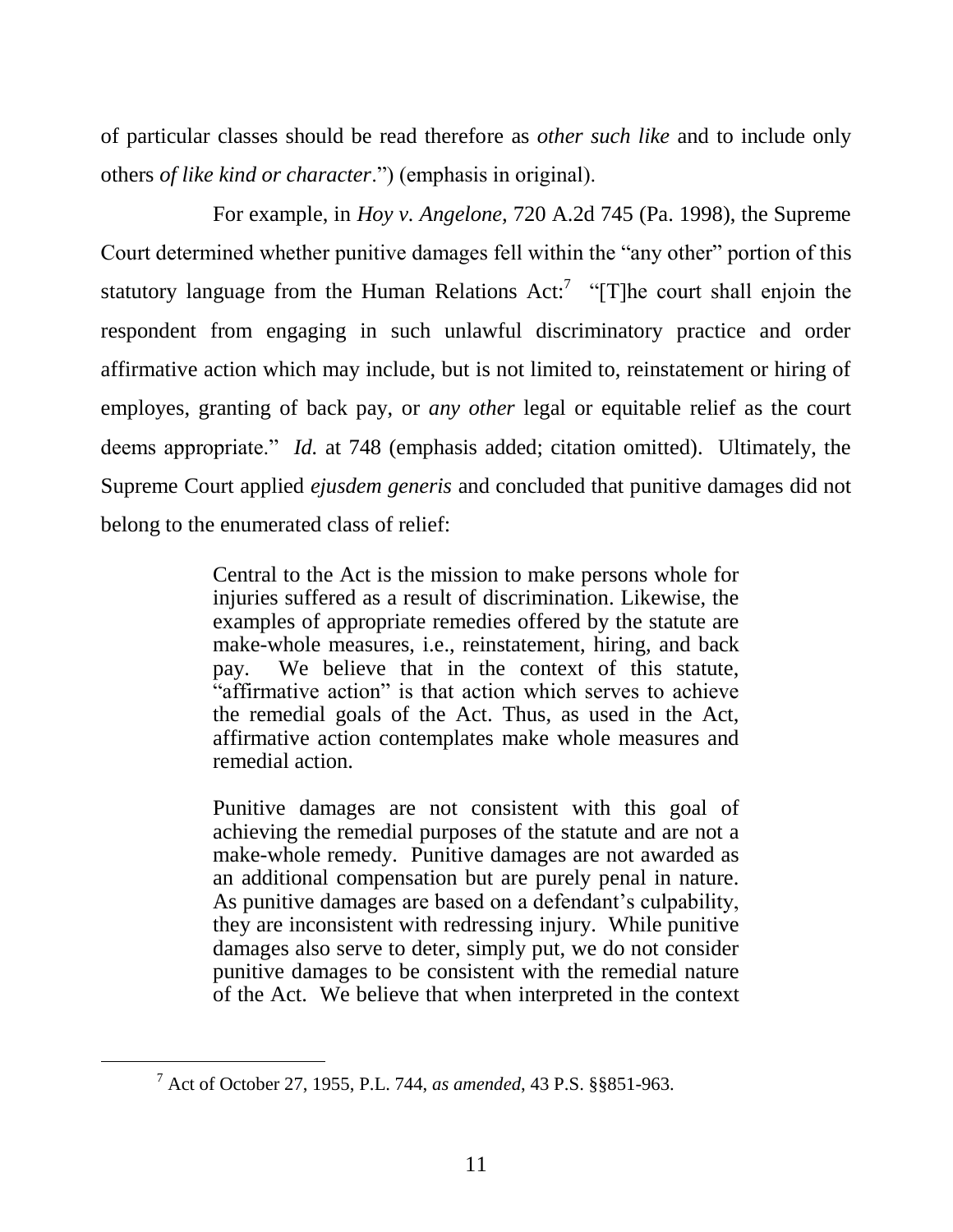of particular classes should be read therefore as *other such like* and to include only others *of like kind or character*.") (emphasis in original).

For example, in *Hoy v. Angelone,* 720 A.2d 745 (Pa. 1998), the Supreme Court determined whether punitive damages fell within the "any other" portion of this statutory language from the Human Relations Act:[7] "[T]he court shall enjoin the respondent from engaging in such unlawful discriminatory practice and order affirmative action which may include, but is not limited to, reinstatement or hiring of employes, granting of back pay, or *any other* legal or equitable relief as the court deems appropriate." *Id.* at 748 (emphasis added; citation omitted). Ultimately, the Supreme Court applied *ejusdem generis* and concluded that punitive damages did not belong to the enumerated class of relief:

> Central to the Act is the mission to make persons whole for injuries suffered as a result of discrimination. Likewise, the examples of appropriate remedies offered by the statute are make-whole measures, i.e., reinstatement, hiring, and back pay. We believe that in the context of this statute, "affirmative action" is that action which serves to achieve the remedial goals of the Act. Thus, as used in the Act, affirmative action contemplates make whole measures and remedial action.
>
> Punitive damages are not consistent with this goal of achieving the remedial purposes of the statute and are not a make-whole remedy. Punitive damages are not awarded as an additional compensation but are purely penal in nature. As punitive damages are based on a defendant's culpability, they are inconsistent with redressing injury. While punitive damages also serve to deter, simply put, we do not consider punitive damages to be consistent with the remedial nature of the Act. We believe that when interpreted in the context

---

[7] Act of October 27, 1955, P.L. 744, *as amended*, 43 P.S. §§851-963.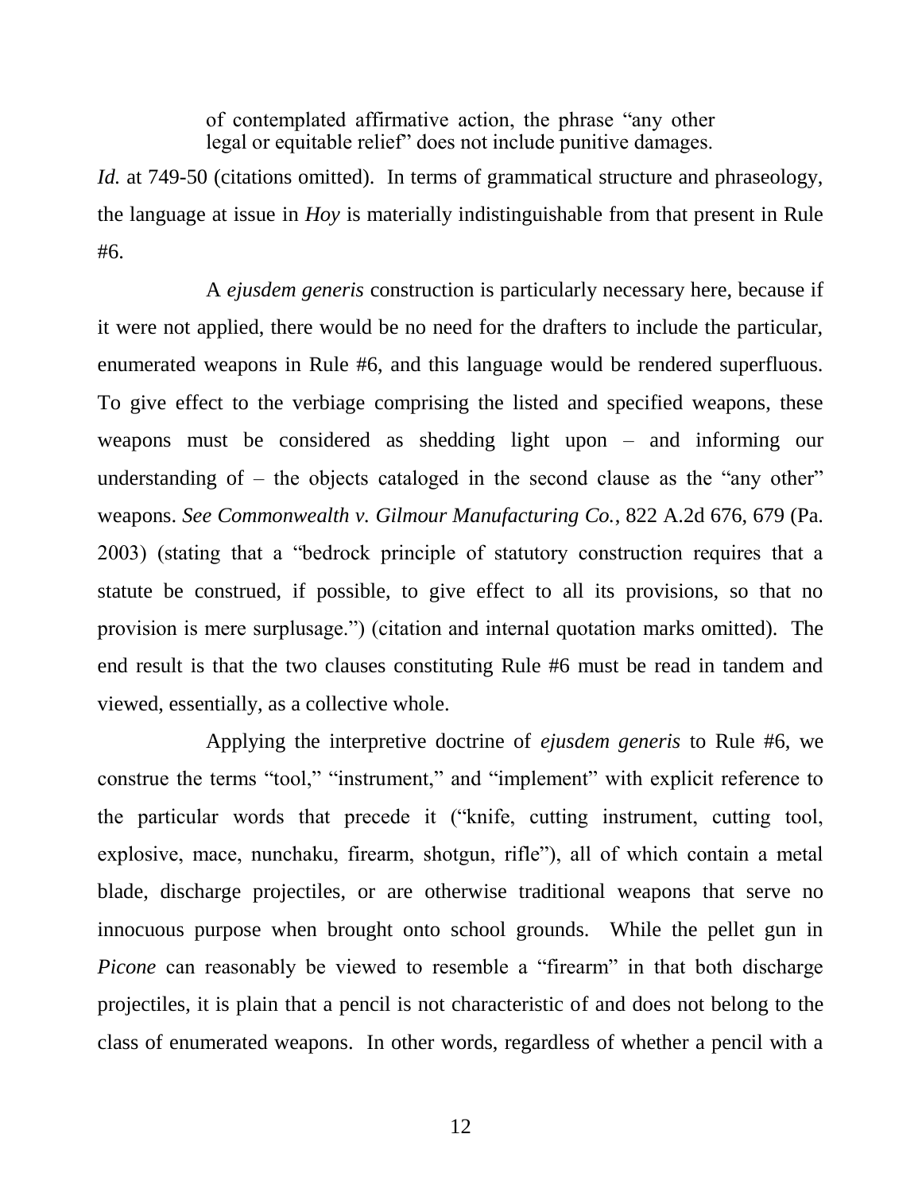> of contemplated affirmative action, the phrase "any other legal or equitable relief" does not include punitive damages.

*Id.* at 749-50 (citations omitted). In terms of grammatical structure and phraseology, the language at issue in *Hoy* is materially indistinguishable from that present in Rule #6.

A *ejusdem generis* construction is particularly necessary here, because if it were not applied, there would be no need for the drafters to include the particular, enumerated weapons in Rule #6, and this language would be rendered superfluous. To give effect to the verbiage comprising the listed and specified weapons, these weapons must be considered as shedding light upon – and informing our understanding of – the objects cataloged in the second clause as the "any other" weapons. *See Commonwealth v. Gilmour Manufacturing Co.*, 822 A.2d 676, 679 (Pa. 2003) (stating that a "bedrock principle of statutory construction requires that a statute be construed, if possible, to give effect to all its provisions, so that no provision is mere surplusage.") (citation and internal quotation marks omitted). The end result is that the two clauses constituting Rule #6 must be read in tandem and viewed, essentially, as a collective whole.

Applying the interpretive doctrine of *ejusdem generis* to Rule #6, we construe the terms "tool," "instrument," and "implement" with explicit reference to the particular words that precede it ("knife, cutting instrument, cutting tool, explosive, mace, nunchaku, firearm, shotgun, rifle"), all of which contain a metal blade, discharge projectiles, or are otherwise traditional weapons that serve no innocuous purpose when brought onto school grounds. While the pellet gun in *Picone* can reasonably be viewed to resemble a "firearm" in that both discharge projectiles, it is plain that a pencil is not characteristic of and does not belong to the class of enumerated weapons. In other words, regardless of whether a pencil with a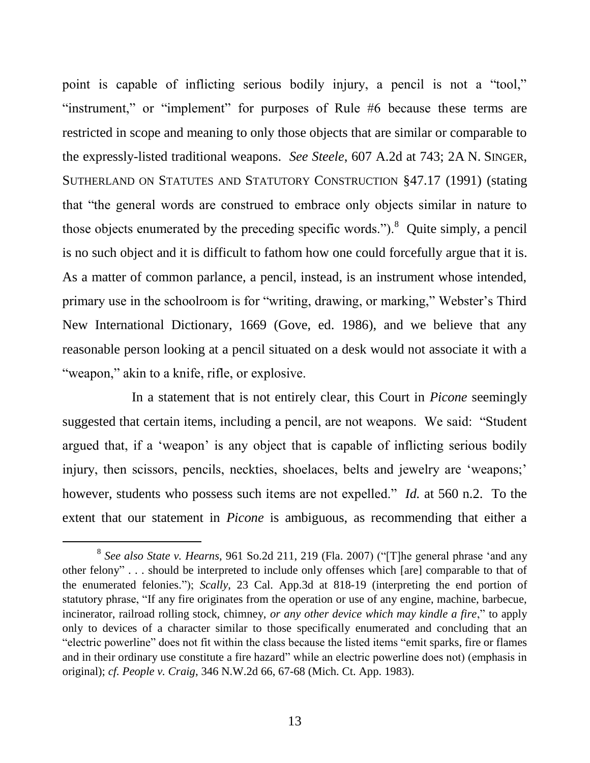point is capable of inflicting serious bodily injury, a pencil is not a "tool," "instrument," or "implement" for purposes of Rule #6 because these terms are restricted in scope and meaning to only those objects that are similar or comparable to the expressly-listed traditional weapons. *See Steele*, 607 A.2d at 743; 2A N. SINGER, SUTHERLAND ON STATUTES AND STATUTORY CONSTRUCTION §47.17 (1991) (stating that "the general words are construed to embrace only objects similar in nature to those objects enumerated by the preceding specific words.").[8] Quite simply, a pencil is no such object and it is difficult to fathom how one could forcefully argue that it is. As a matter of common parlance, a pencil, instead, is an instrument whose intended, primary use in the schoolroom is for "writing, drawing, or marking," Webster's Third New International Dictionary, 1669 (Gove, ed. 1986), and we believe that any reasonable person looking at a pencil situated on a desk would not associate it with a "weapon," akin to a knife, rifle, or explosive.

In a statement that is not entirely clear, this Court in *Picone* seemingly suggested that certain items, including a pencil, are not weapons. We said: "Student argued that, if a 'weapon' is any object that is capable of inflicting serious bodily injury, then scissors, pencils, neckties, shoelaces, belts and jewelry are 'weapons;' however, students who possess such items are not expelled." *Id.* at 560 n.2. To the extent that our statement in *Picone* is ambiguous, as recommending that either a

---

[8] *See also State v. Hearns*, 961 So.2d 211, 219 (Fla. 2007) ("[T]he general phrase 'and any other felony" . . . should be interpreted to include only offenses which [are] comparable to that of the enumerated felonies."); *Scally*, 23 Cal. App.3d at 818-19 (interpreting the end portion of statutory phrase, "If any fire originates from the operation or use of any engine, machine, barbecue, incinerator, railroad rolling stock, chimney, *or any other device which may kindle a fire*," to apply only to devices of a character similar to those specifically enumerated and concluding that an "electric powerline" does not fit within the class because the listed items "emit sparks, fire or flames and in their ordinary use constitute a fire hazard" while an electric powerline does not) (emphasis in original); *cf. People v. Craig*, 346 N.W.2d 66, 67-68 (Mich. Ct. App. 1983).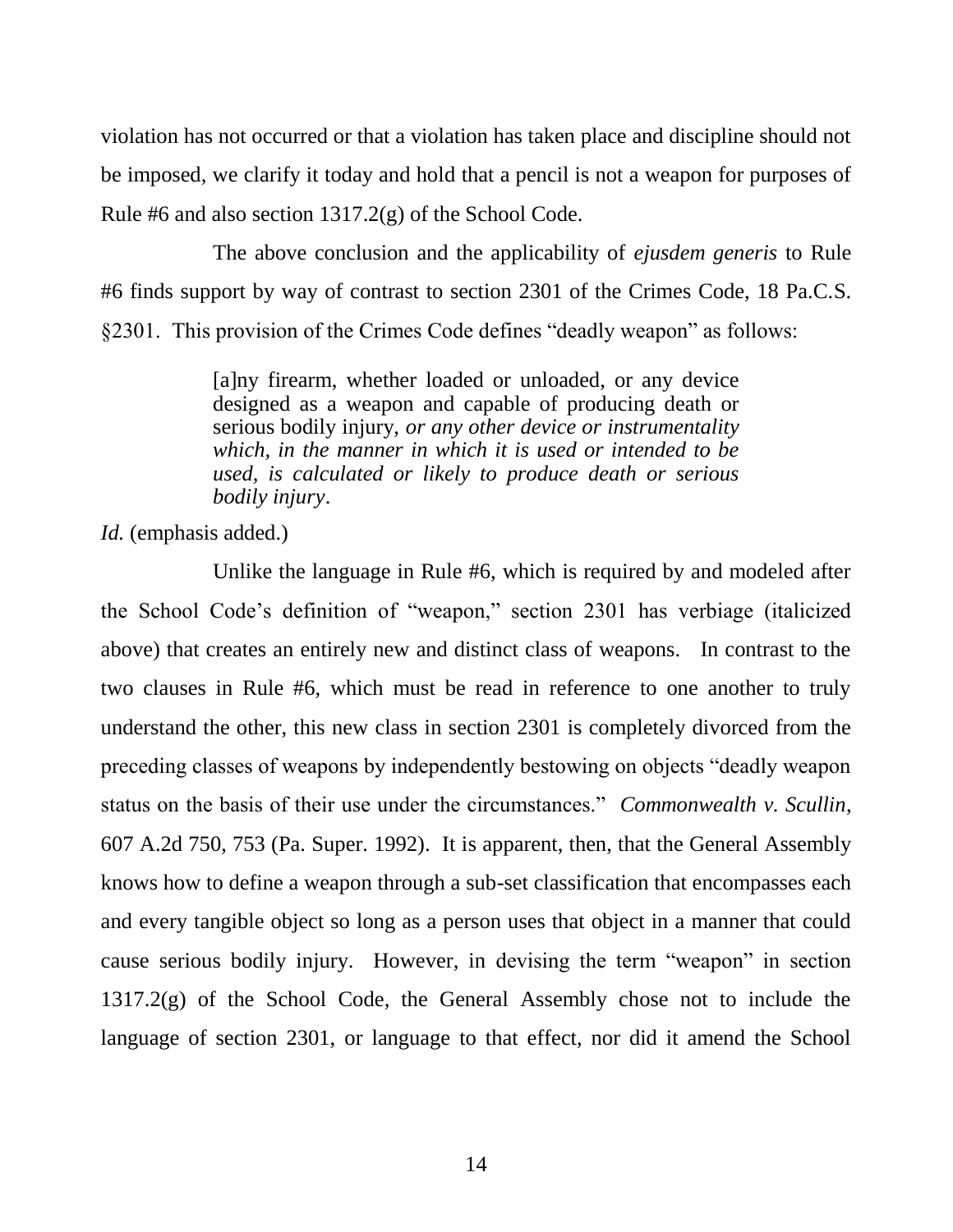violation has not occurred or that a violation has taken place and discipline should not be imposed, we clarify it today and hold that a pencil is not a weapon for purposes of Rule #6 and also section 1317.2(g) of the School Code.

The above conclusion and the applicability of *ejusdem generis* to Rule #6 finds support by way of contrast to section 2301 of the Crimes Code, 18 Pa.C.S. §2301. This provision of the Crimes Code defines "deadly weapon" as follows:

> [a]ny firearm, whether loaded or unloaded, or any device designed as a weapon and capable of producing death or serious bodily injury, *or any other device or instrumentality which, in the manner in which it is used or intended to be used, is calculated or likely to produce death or serious bodily injury*.

*Id.* (emphasis added.)

Unlike the language in Rule #6, which is required by and modeled after the School Code's definition of "weapon," section 2301 has verbiage (italicized above) that creates an entirely new and distinct class of weapons. In contrast to the two clauses in Rule #6, which must be read in reference to one another to truly understand the other, this new class in section 2301 is completely divorced from the preceding classes of weapons by independently bestowing on objects "deadly weapon status on the basis of their use under the circumstances." *Commonwealth v. Scullin*, 607 A.2d 750, 753 (Pa. Super. 1992). It is apparent, then, that the General Assembly knows how to define a weapon through a sub-set classification that encompasses each and every tangible object so long as a person uses that object in a manner that could cause serious bodily injury. However, in devising the term "weapon" in section 1317.2(g) of the School Code, the General Assembly chose not to include the language of section 2301, or language to that effect, nor did it amend the School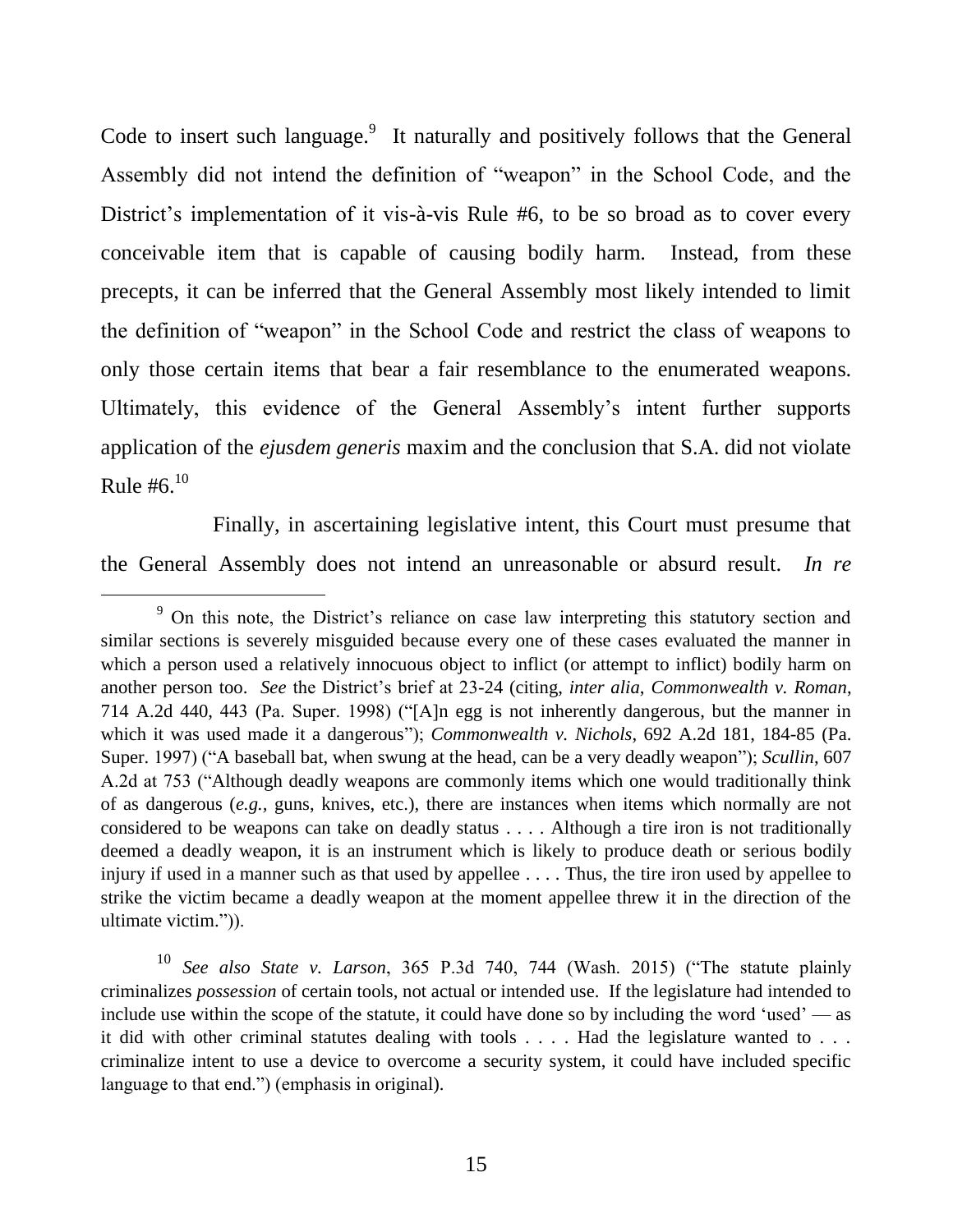Code to insert such language.[9] It naturally and positively follows that the General Assembly did not intend the definition of "weapon" in the School Code, and the District's implementation of it vis-à-vis Rule #6, to be so broad as to cover every conceivable item that is capable of causing bodily harm. Instead, from these precepts, it can be inferred that the General Assembly most likely intended to limit the definition of "weapon" in the School Code and restrict the class of weapons to only those certain items that bear a fair resemblance to the enumerated weapons. Ultimately, this evidence of the General Assembly's intent further supports application of the *ejusdem generis* maxim and the conclusion that S.A. did not violate Rule #6.[10]

Finally, in ascertaining legislative intent, this Court must presume that the General Assembly does not intend an unreasonable or absurd result. *In re*

---

[9] On this note, the District's reliance on case law interpreting this statutory section and similar sections is severely misguided because every one of these cases evaluated the manner in which a person used a relatively innocuous object to inflict (or attempt to inflict) bodily harm on another person too. *See* the District's brief at 23-24 (citing, *inter alia*, *Commonwealth v. Roman*, 714 A.2d 440, 443 (Pa. Super. 1998) ("[A]n egg is not inherently dangerous, but the manner in which it was used made it a dangerous"); *Commonwealth v. Nichols*, 692 A.2d 181, 184-85 (Pa. Super. 1997) ("A baseball bat, when swung at the head, can be a very deadly weapon"); *Scullin*, 607 A.2d at 753 ("Although deadly weapons are commonly items which one would traditionally think of as dangerous (*e.g.*, guns, knives, etc.), there are instances when items which normally are not considered to be weapons can take on deadly status . . . . Although a tire iron is not traditionally deemed a deadly weapon, it is an instrument which is likely to produce death or serious bodily injury if used in a manner such as that used by appellee . . . . Thus, the tire iron used by appellee to strike the victim became a deadly weapon at the moment appellee threw it in the direction of the ultimate victim.")).

[10] *See also State v. Larson*, 365 P.3d 740, 744 (Wash. 2015) ("The statute plainly criminalizes *possession* of certain tools, not actual or intended use. If the legislature had intended to include use within the scope of the statute, it could have done so by including the word 'used' — as it did with other criminal statutes dealing with tools . . . . Had the legislature wanted to . . . criminalize intent to use a device to overcome a security system, it could have included specific language to that end.") (emphasis in original).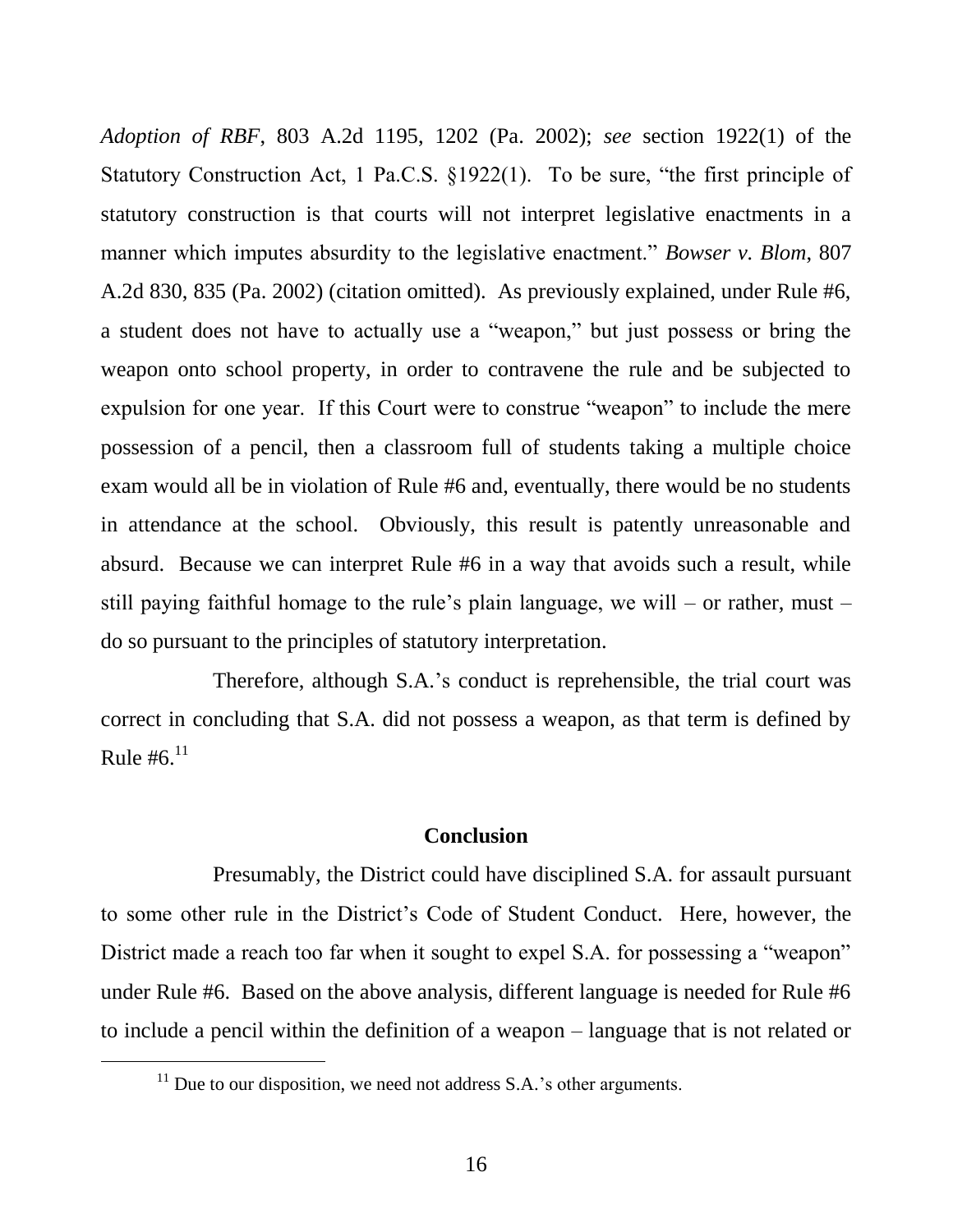*Adoption of RBF*, 803 A.2d 1195, 1202 (Pa. 2002); *see* section 1922(1) of the Statutory Construction Act, 1 Pa.C.S. §1922(1). To be sure, "the first principle of statutory construction is that courts will not interpret legislative enactments in a manner which imputes absurdity to the legislative enactment." *Bowser v. Blom*, 807 A.2d 830, 835 (Pa. 2002) (citation omitted). As previously explained, under Rule #6, a student does not have to actually use a "weapon," but just possess or bring the weapon onto school property, in order to contravene the rule and be subjected to expulsion for one year. If this Court were to construe "weapon" to include the mere possession of a pencil, then a classroom full of students taking a multiple choice exam would all be in violation of Rule #6 and, eventually, there would be no students in attendance at the school. Obviously, this result is patently unreasonable and absurd. Because we can interpret Rule #6 in a way that avoids such a result, while still paying faithful homage to the rule's plain language, we will – or rather, must – do so pursuant to the principles of statutory interpretation.

Therefore, although S.A.'s conduct is reprehensible, the trial court was correct in concluding that S.A. did not possess a weapon, as that term is defined by Rule #6.[11]

**Conclusion**

Presumably, the District could have disciplined S.A. for assault pursuant to some other rule in the District's Code of Student Conduct. Here, however, the District made a reach too far when it sought to expel S.A. for possessing a "weapon" under Rule #6. Based on the above analysis, different language is needed for Rule #6 to include a pencil within the definition of a weapon – language that is not related or

[11] Due to our disposition, we need not address S.A.'s other arguments.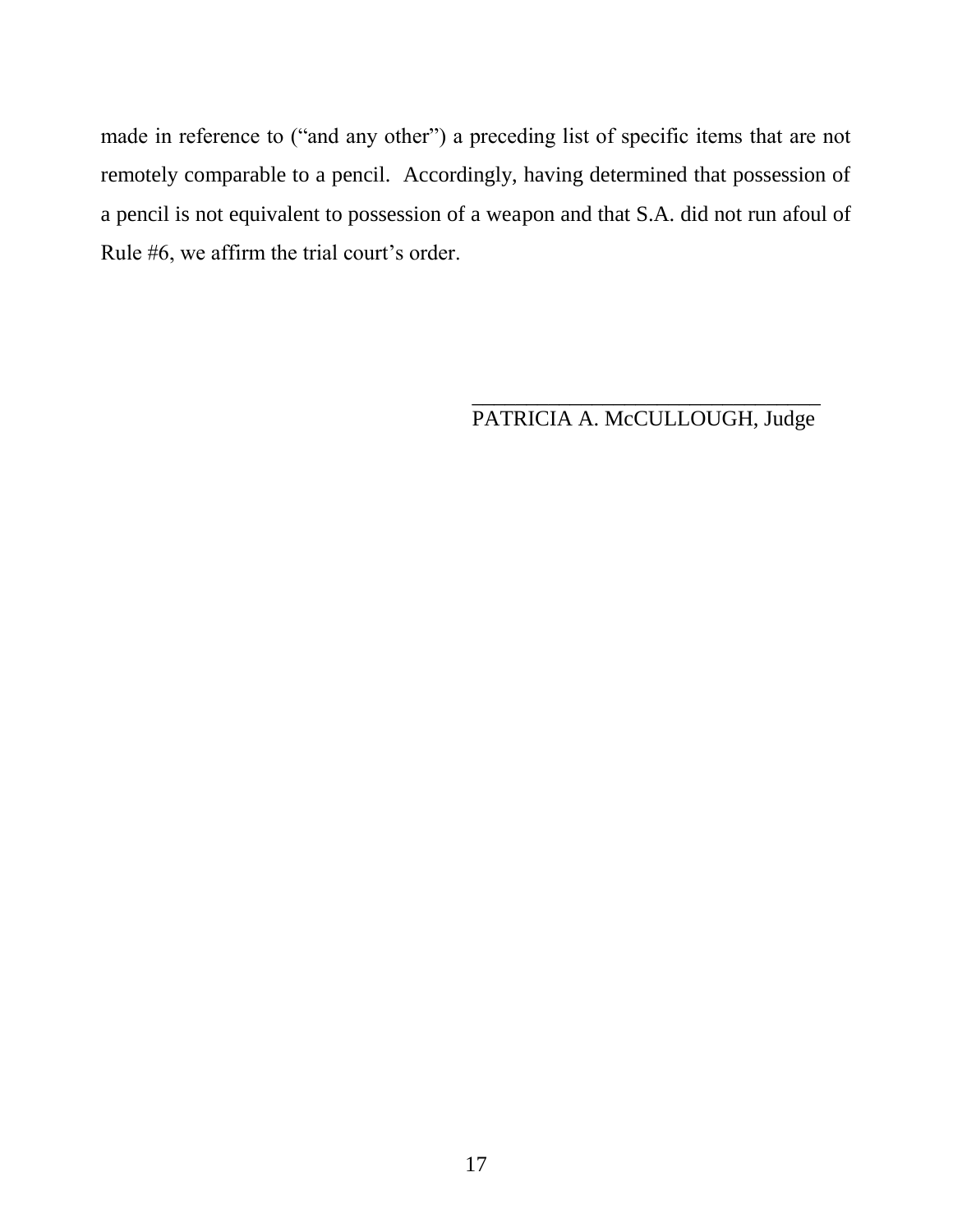made in reference to ("and any other") a preceding list of specific items that are not remotely comparable to a pencil. Accordingly, having determined that possession of a pencil is not equivalent to possession of a weapon and that S.A. did not run afoul of Rule #6, we affirm the trial court's order.

________________________________
PATRICIA A. McCULLOUGH, Judge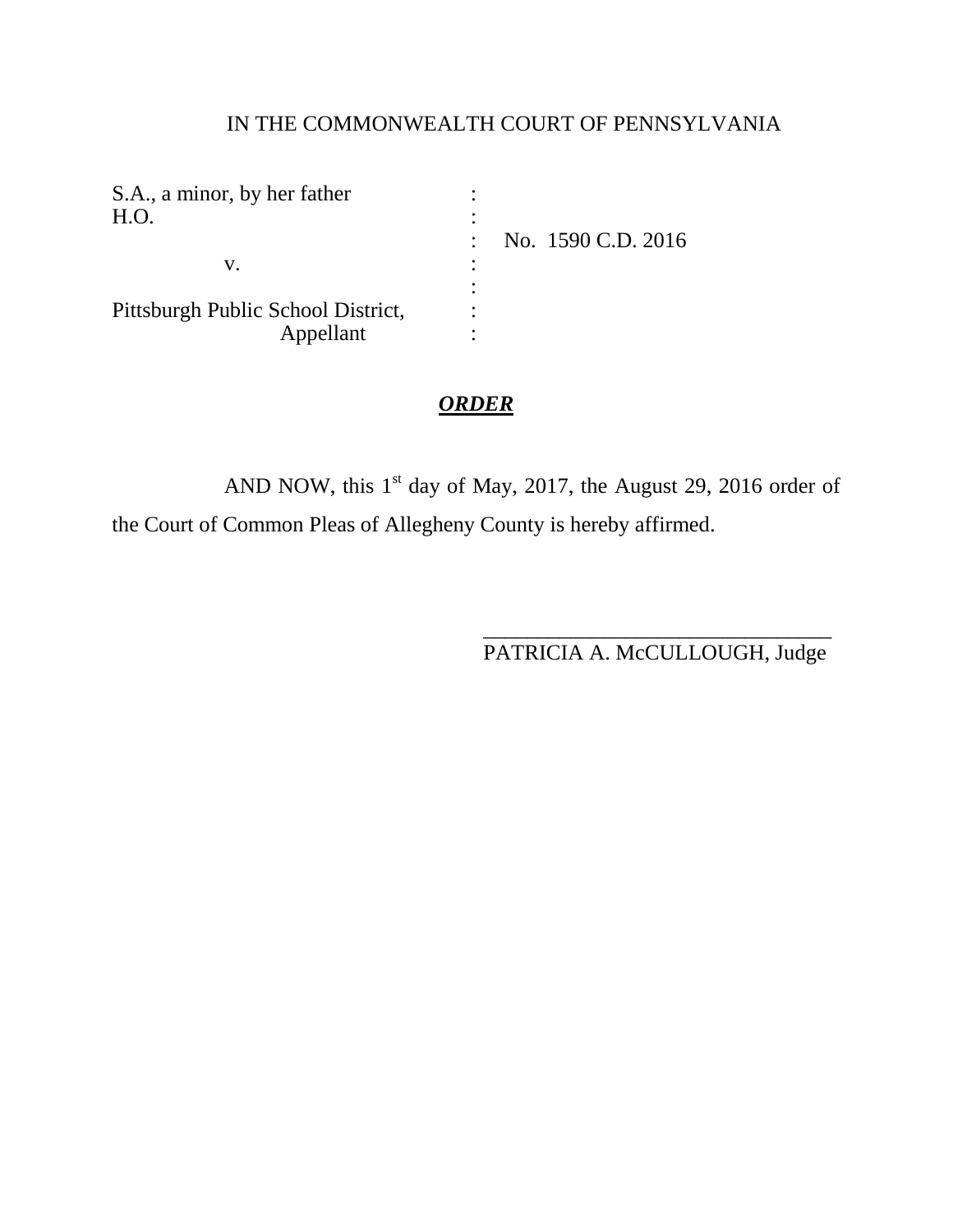IN THE COMMONWEALTH COURT OF PENNSYLVANIA

| | | |
|---|---|---|
| S.A., a minor, by her father H.O. | : | |
| | : | No. 1590 C.D. 2016 |
| v. | : | |
| | : | |
| Pittsburgh Public School District, Appellant | : | |

## ***ORDER***

AND NOW, this 1st day of May, 2017, the August 29, 2016 order of the Court of Common Pleas of Allegheny County is hereby affirmed.

\_\_\_\_\_\_\_\_\_\_\_\_\_\_\_\_\_\_\_\_\_\_\_\_\_\_\_\_\_\_\_\_\_
PATRICIA A. McCULLOUGH, Judge